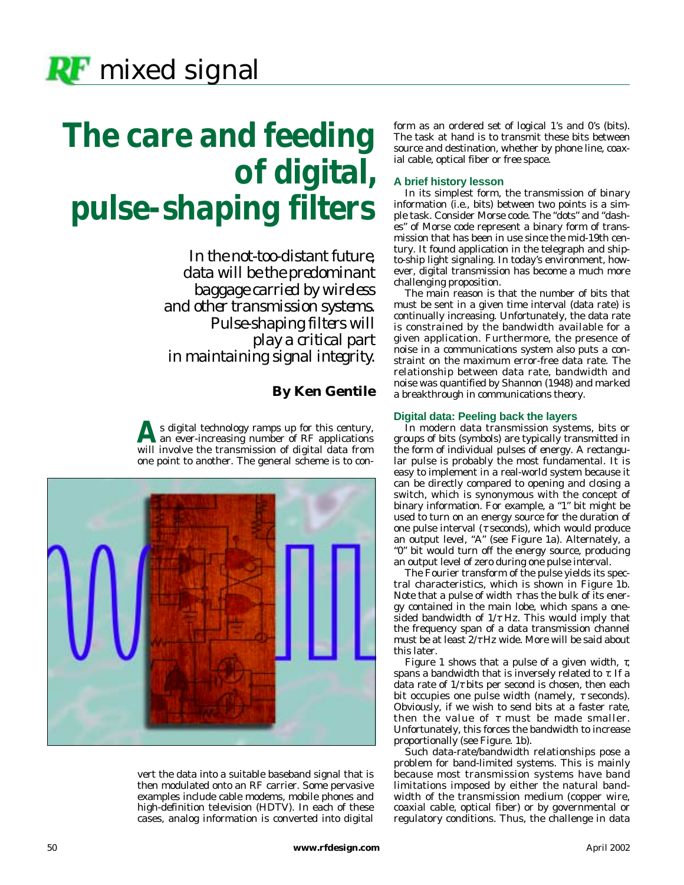# The care and feeding of digital, pulse-shaping filters

*In the not-too-distant future, data will be the predominant baggage carried by wireless and other transmission systems. Pulse-shaping filters will play a critical part in maintaining signal integrity.*

**By Ken Gentile**

As digital technology ramps up for this century, an ever-increasing number of RF applications will involve the transmission of digital data from one point to another. The general scheme is to convert the data into a suitable baseband signal that is then modulated onto an RF carrier. Some pervasive examples include cable modems, mobile phones and high-definition television (HDTV). In each of these cases, analog information is converted into digital form as an ordered set of logical 1's and 0's (bits). The task at hand is to transmit these bits between source and destination, whether by phone line, coaxial cable, optical fiber or free space.

### A brief history lesson

In its simplest form, the transmission of binary information (i.e., bits) between two points is a simple task. Consider Morse code. The "dots" and "dashes" of Morse code represent a binary form of transmission that has been in use since the mid-19th century. It found application in the telegraph and ship-to-ship light signaling. In today's environment, however, digital transmission has become a much more challenging proposition.

The main reason is that the number of bits that must be sent in a given time interval (data rate) is continually increasing. Unfortunately, the data rate is constrained by the bandwidth available for a given application. Furthermore, the presence of noise in a communications system also puts a constraint on the maximum error-free data rate. The relationship between data rate, bandwidth and noise was quantified by Shannon (1948) and marked a breakthrough in communications theory.

### Digital data: Peeling back the layers

In modern data transmission systems, bits or groups of bits (symbols) are typically transmitted in the form of individual pulses of energy. A rectangular pulse is probably the most fundamental. It is easy to implement in a real-world system because it can be directly compared to opening and closing a switch, which is synonymous with the concept of binary information. For example, a "1" bit might be used to turn on an energy source for the duration of one pulse interval ($\tau$ seconds), which would produce an output level, "A" (see Figure 1a). Alternately, a "0" bit would turn off the energy source, producing an output level of zero during one pulse interval.

The Fourier transform of the pulse yields its spectral characteristics, which is shown in Figure 1b. Note that a pulse of width $\tau$ has the bulk of its energy contained in the main lobe, which spans a one-sided bandwidth of $1/\tau$ Hz. This would imply that the frequency span of a data transmission channel must be at least $2/\tau$ Hz wide. More will be said about this later.

Figure 1 shows that a pulse of a given width, $\tau$, spans a bandwidth that is inversely related to $\tau$. If a data rate of $1/\tau$ bits per second is chosen, then each bit occupies one pulse width (namely, $\tau$ seconds). Obviously, if we wish to send bits at a faster rate, then the value of $\tau$ must be made smaller. Unfortunately, this forces the bandwidth to increase proportionally (see Figure. 1b).

Such data-rate/bandwidth relationships pose a problem for band-limited systems. This is mainly because most transmission systems have band limitations imposed by either the natural bandwidth of the transmission medium (copper wire, coaxial cable, optical fiber) or by governmental or regulatory conditions. Thus, the challenge in data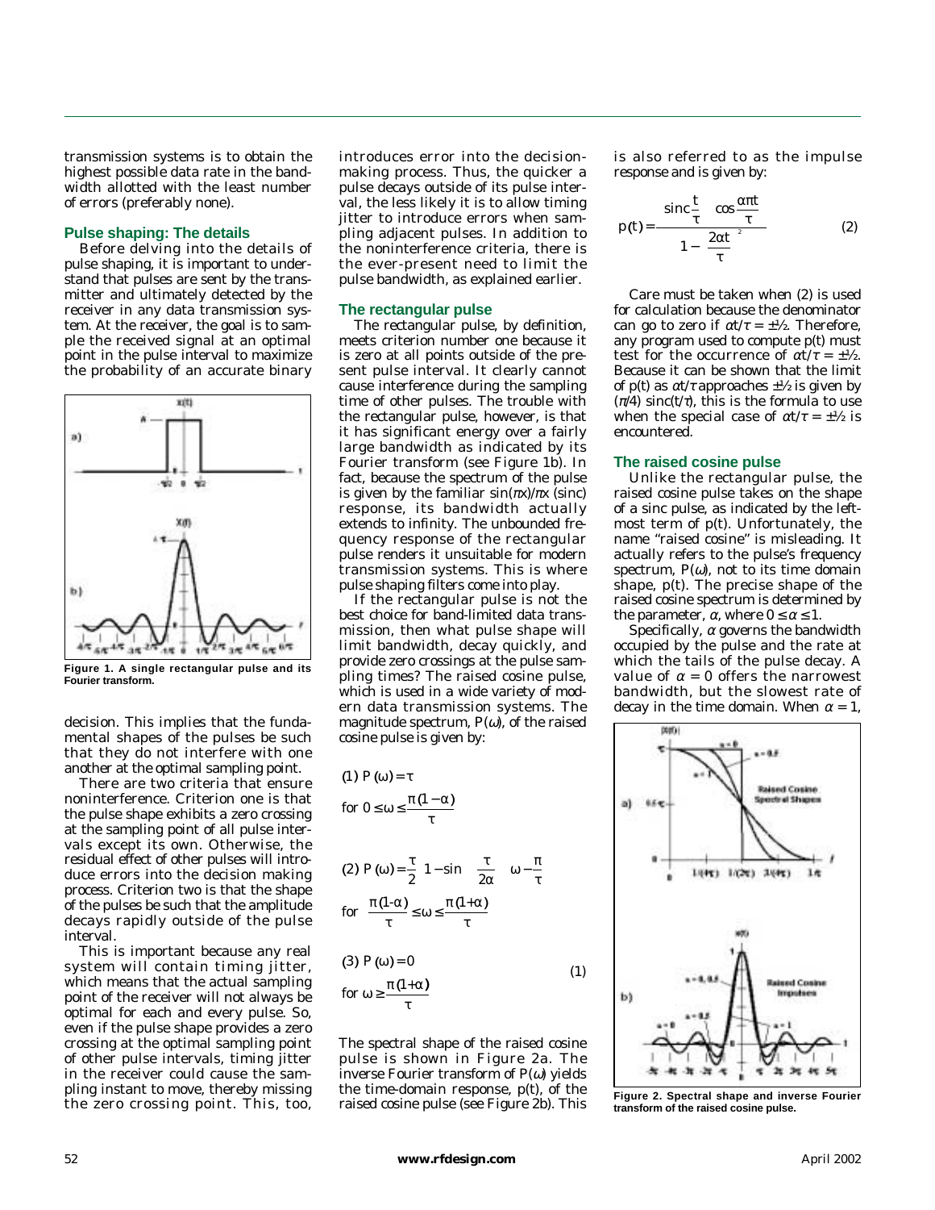transmission systems is to obtain the highest possible data rate in the bandwidth allotted with the least number of errors (preferably none).

### Pulse shaping: The details

Before delving into the details of pulse shaping, it is important to understand that pulses are sent by the transmitter and ultimately detected by the receiver in any data transmission system. At the receiver, the goal is to sample the received signal at an optimal point in the pulse interval to maximize the probability of an accurate binary decision. This implies that the fundamental shapes of the pulses be such that they do not interfere with one another at the optimal sampling point.

There are two criteria that ensure noninterference. Criterion one is that the pulse shape exhibits a zero crossing at the sampling point of all pulse intervals except its own. Otherwise, the residual effect of other pulses will introduce errors into the decision making process. Criterion two is that the shape of the pulses be such that the amplitude decays rapidly outside of the pulse interval.

This is important because any real system will contain timing jitter, which means that the actual sampling point of the receiver will not always be optimal for each and every pulse. So, even if the pulse shape provides a zero crossing at the optimal sampling point of other pulse intervals, timing jitter in the receiver could cause the sampling instant to move, thereby missing the zero crossing point. This, too, introduces error into the decision-making process. Thus, the quicker a pulse decays outside of its pulse interval, the less likely it is to allow timing jitter to introduce errors when sampling adjacent pulses. In addition to the noninterference criteria, there is the ever-present need to limit the pulse bandwidth, as explained earlier.

x(t)
A
a)
$-\tau/2$ 0 $\tau/2$ t
X(f)
$A\tau$
b)
$-6/\tau$ $-5/\tau$ $-4/\tau$ $-3/\tau$ $-2/\tau$ $-1/\tau$ 0 $1/\tau$ $2/\tau$ $3/\tau$ $4/\tau$ $5/\tau$ $6/\tau$ f

**Figure 1. A single rectangular pulse and its Fourier transform.**

### The rectangular pulse

The rectangular pulse, by definition, meets criterion number one because it is zero at all points outside of the present pulse interval. It clearly cannot cause interference during the sampling time of other pulses. The trouble with the rectangular pulse, however, is that it has significant energy over a fairly large bandwidth as indicated by its Fourier transform (see Figure 1b). In fact, because the spectrum of the pulse is given by the familiar $\sin(\pi x)/\pi x$ (sinc) response, its bandwidth actually extends to infinity. The unbounded frequency response of the rectangular pulse renders it unsuitable for modern transmission systems. This is where pulse shaping filters come into play.

If the rectangular pulse is not the best choice for band-limited data transmission, then what pulse shape will limit bandwidth, decay quickly, and provide zero crossings at the pulse sampling times? The raised cosine pulse, which is used in a wide variety of modern data transmission systems. The magnitude spectrum, $P(\omega)$, of the raised cosine pulse is given by:

$$
\begin{aligned}
&(1)\ P(\omega) = \tau \quad \text{for } 0 \le \omega \le \frac{\pi(1-\alpha)}{\tau} \\
&(2)\ P(\omega) = \frac{\tau}{2}\left[1 - \sin\left(\frac{\tau}{2\alpha}\left(\omega - \frac{\pi}{\tau}\right)\right)\right] \quad \text{for } \frac{\pi(1-\alpha)}{\tau} \le \omega \le \frac{\pi(1+\alpha)}{\tau} \\
&(3)\ P(\omega) = 0 \quad \text{for } \omega \ge \frac{\pi(1+\alpha)}{\tau}
\end{aligned}
\qquad (1)
$$

The spectral shape of the raised cosine pulse is shown in Figure 2a. The inverse Fourier transform of $P(\omega)$ yields the time-domain response, $p(t)$, of the raised cosine pulse (see Figure 2b). This is also referred to as the impulse response and is given by:

$$
p(t) = \frac{\mathrm{sinc}\left(\frac{t}{\tau}\right)\cos\left(\frac{\alpha\pi t}{\tau}\right)}{1 - \left(\frac{2\alpha t}{\tau}\right)^2} \qquad (2)
$$

Care must be taken when (2) is used for calculation because the denominator can go to zero if $\alpha t/\tau = \pm 1/2$. Therefore, any program used to compute $p(t)$ must test for the occurrence of $\alpha t/\tau = \pm 1/2$. Because it can be shown that the limit of $p(t)$ as $\alpha t/\tau$ approaches $\pm 1/2$ is given by $(\pi/4)\ \mathrm{sinc}(t/\tau)$, this is the formula to use when the special case of $\alpha t/\tau = \pm 1/2$ is encountered.

### The raised cosine pulse

Unlike the rectangular pulse, the raised cosine pulse takes on the shape of a sinc pulse, as indicated by the leftmost term of $p(t)$. Unfortunately, the name "raised cosine" is misleading. It actually refers to the pulse's frequency spectrum, $P(\omega)$, not to its time domain shape, $p(t)$. The precise shape of the raised cosine spectrum is determined by the parameter, $\alpha$, where $0 \le \alpha \le 1$.

Specifically, $\alpha$ governs the bandwidth occupied by the pulse and the rate at which the tails of the pulse decay. A value of $\alpha = 0$ offers the narrowest bandwidth, but the slowest rate of decay in the time domain. When $\alpha = 1$,

|P(f)|
$\tau$
a)
$0.5\tau$
0
$\alpha = 0$
$\alpha = 0.5$
$\alpha = 1$
Raised Cosine Spectral Shapes
0 $1/(4\tau)$ $1/(2\tau)$ $3/(4\tau)$ $1/\tau$ f
b)
p(t)
1
$\alpha = 0, 0.5$
$\alpha = 0.5$
$\alpha = 0$
$\alpha = 1$
Raised Cosine Impulses
0
$-5\tau$ $-4\tau$ $-3\tau$ $-2\tau$ $-\tau$ $\tau$ $2\tau$ $3\tau$ $4\tau$ $5\tau$ t

**Figure 2. Spectral shape and inverse Fourier transform of the raised cosine pulse.**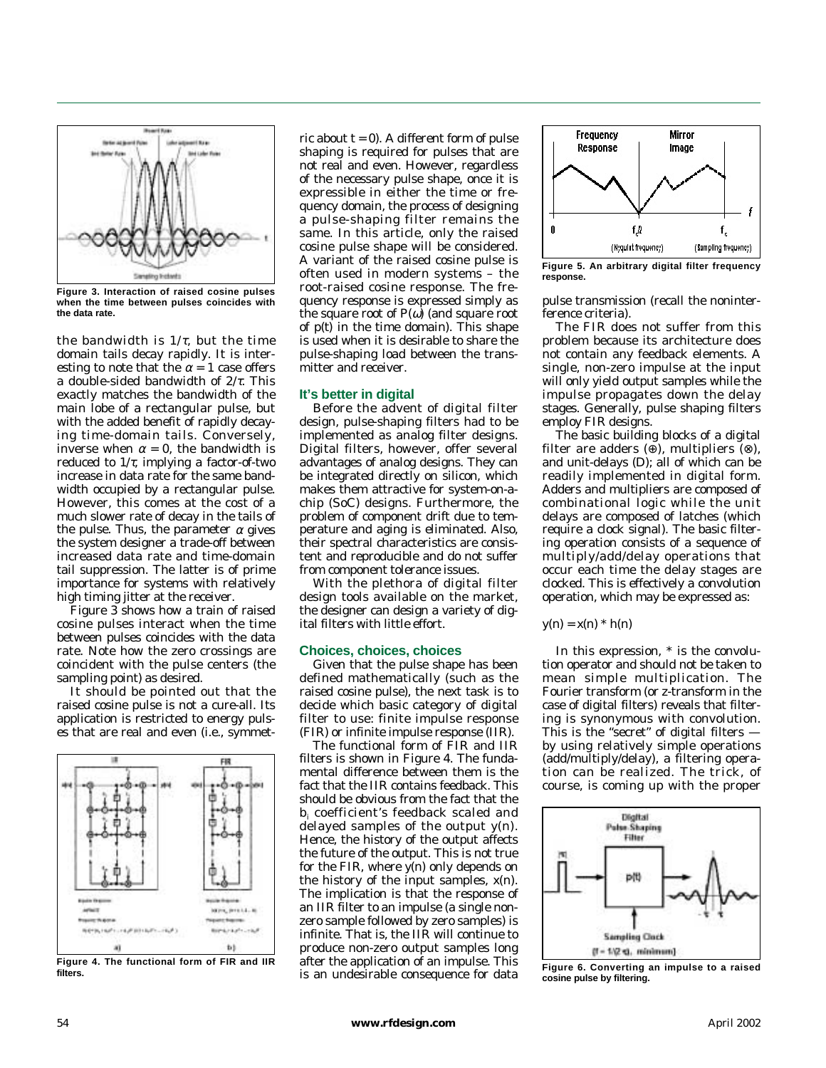Figure 3. Interaction of raised cosine pulses when the time between pulses coincides with the data rate.

the bandwidth is $1/\tau$, but the time domain tails decay rapidly. It is interesting to note that the $\alpha = 1$ case offers a double-sided bandwidth of $2/\tau$. This exactly matches the bandwidth of the main lobe of a rectangular pulse, but with the added benefit of rapidly decaying time-domain tails. Conversely, inverse when $\alpha = 0$, the bandwidth is reduced to $1/\tau$, implying a factor-of-two increase in data rate for the same bandwidth occupied by a rectangular pulse. However, this comes at the cost of a much slower rate of decay in the tails of the pulse. Thus, the parameter $\alpha$ gives the system designer a trade-off between increased data rate and time-domain tail suppression. The latter is of prime importance for systems with relatively high timing jitter at the receiver.

Figure 3 shows how a train of raised cosine pulses interact when the time between pulses coincides with the data rate. Note how the zero crossings are coincident with the pulse centers (the sampling point) as desired.

It should be pointed out that the raised cosine pulse is not a cure-all. Its application is restricted to energy pulses that are real and even (i.e., symmetric about $t = 0$). A different form of pulse shaping is required for pulses that are not real and even. However, regardless of the necessary pulse shape, once it is expressible in either the time or frequency domain, the process of designing a pulse-shaping filter remains the same. In this article, only the raised cosine pulse shape will be considered. A variant of the raised cosine pulse is often used in modern systems – the root-raised cosine response. The frequency response is expressed simply as the square root of $P(\omega)$ (and square root of $p(t)$ in the time domain). This shape is used when it is desirable to share the pulse-shaping load between the transmitter and receiver.

### It's better in digital

Before the advent of digital filter design, pulse-shaping filters had to be implemented as analog filter designs. Digital filters, however, offer several advantages of analog designs. They can be integrated directly on silicon, which makes them attractive for system-on-a-chip (SoC) designs. Furthermore, the problem of component drift due to temperature and aging is eliminated. Also, their spectral characteristics are consistent and reproducible and do not suffer from component tolerance issues.

With the plethora of digital filter design tools available on the market, the designer can design a variety of digital filters with little effort.

### Choices, choices, choices

Given that the pulse shape has been defined mathematically (such as the raised cosine pulse), the next task is to decide which basic category of digital filter to use: finite impulse response (FIR) or infinite impulse response (IIR).

The functional form of FIR and IIR filters is shown in Figure 4. The fundamental difference between them is the fact that the IIR contains feedback. This should be obvious from the fact that the $b_i$ coefficient's feedback scaled and delayed samples of the output $y(n)$. Hence, the history of the output affects the future of the output. This is not true for the FIR, where $y(n)$ only depends on the history of the input samples, $x(n)$. The implication is that the response of an IIR filter to an impulse (a single non-zero sample followed by zero samples) is infinite. That is, the IIR will continue to produce non-zero output samples long after the application of an impulse. This is an undesirable consequence for data pulse transmission (recall the noninterference criteria).

Figure 4. The functional form of FIR and IIR filters.

Figure 5. An arbitrary digital filter frequency response.

The FIR does not suffer from this problem because its architecture does not contain any feedback elements. A single, non-zero impulse at the input will only yield output samples while the impulse propagates down the delay stages. Generally, pulse shaping filters employ FIR designs.

The basic building blocks of a digital filter are adders (⊕), multipliers (⊗), and unit-delays (D); all of which can be readily implemented in digital form. Adders and multipliers are composed of combinational logic while the unit delays are composed of latches (which require a clock signal). The basic filtering operation consists of a sequence of multiply/add/delay operations that occur each time the delay stages are clocked. This is effectively a convolution operation, which may be expressed as:

$$y(n) = x(n) * h(n)$$

In this expression, * is the convolution operator and should not be taken to mean simple multiplication. The Fourier transform (or z-transform in the case of digital filters) reveals that filtering is synonymous with convolution. This is the "secret" of digital filters — by using relatively simple operations (add/multiply/delay), a filtering operation can be realized. The trick, of course, is coming up with the proper

Figure 6. Converting an impulse to a raised cosine pulse by filtering.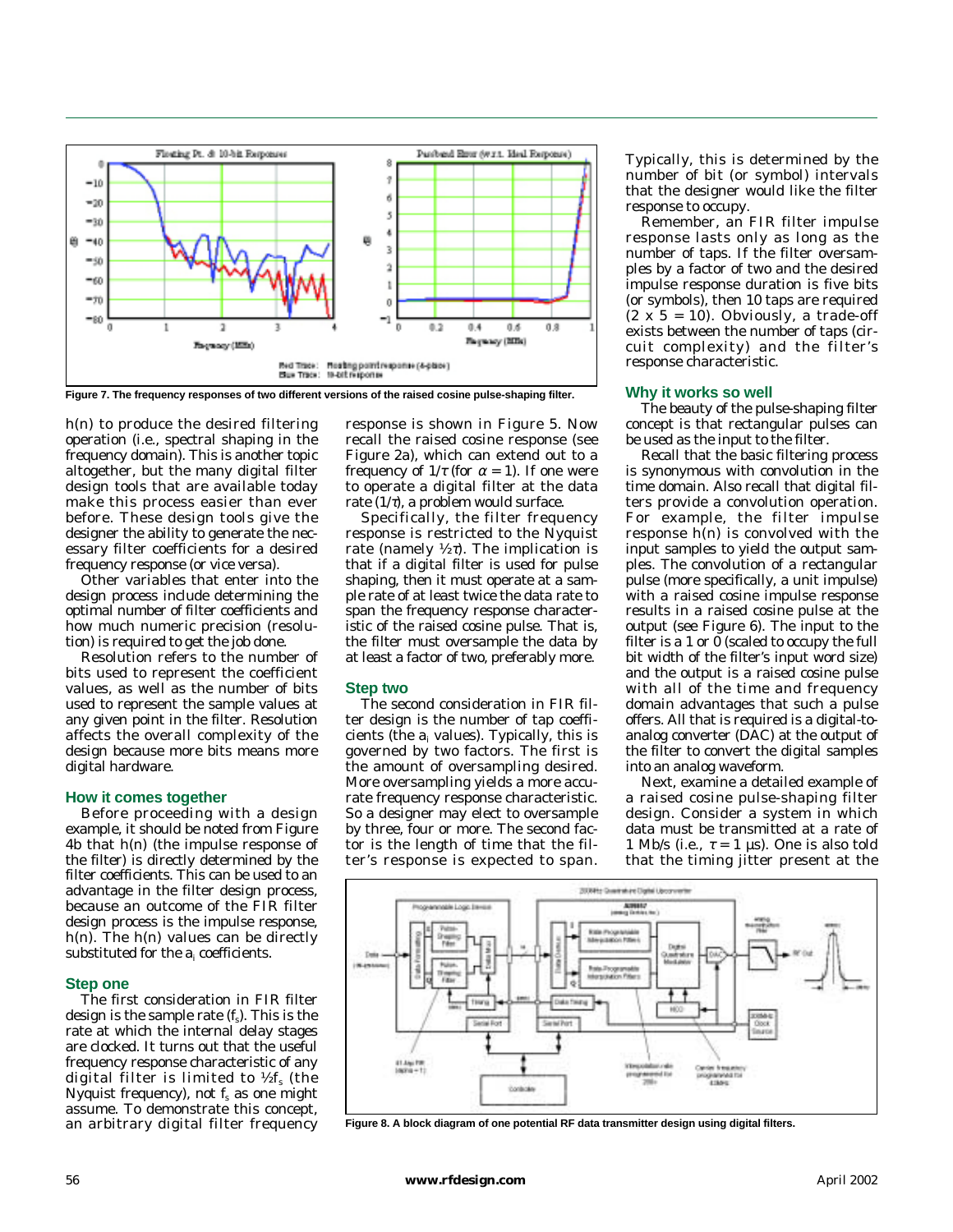Figure 7. The frequency responses of two different versions of the raised cosine pulse-shaping filter.

$h(n)$ to produce the desired filtering operation (i.e., spectral shaping in the frequency domain). This is another topic altogether, but the many digital filter design tools that are available today make this process easier than ever before. These design tools give the designer the ability to generate the necessary filter coefficients for a desired frequency response (or vice versa).

Other variables that enter into the design process include determining the optimal number of filter coefficients and how much numeric precision (resolution) is required to get the job done.

Resolution refers to the number of bits used to represent the coefficient values, as well as the number of bits used to represent the sample values at any given point in the filter. Resolution affects the overall complexity of the design because more bits means more digital hardware.

### How it comes together

Before proceeding with a design example, it should be noted from Figure 4b that $h(n)$ (the impulse response of the filter) is directly determined by the filter coefficients. This can be used to an advantage in the filter design process, because an outcome of the FIR filter design process is the impulse response, $h(n)$. The $h(n)$ values can be directly substituted for the $a_i$ coefficients.

### Step one

The first consideration in FIR filter design is the sample rate ($f_s$). This is the rate at which the internal delay stages are clocked. It turns out that the useful frequency response characteristic of any digital filter is limited to $½f_s$ (the Nyquist frequency), not $f_s$ as one might assume. To demonstrate this concept, an arbitrary digital filter frequency response is shown in Figure 5. Now recall the raised cosine response (see Figure 2a), which can extend out to a frequency of $1/\tau$ (for $\alpha = 1$). If one were to operate a digital filter at the data rate ($1/\tau$), a problem would surface.

Specifically, the filter frequency response is restricted to the Nyquist rate (namely $½\tau$). The implication is that if a digital filter is used for pulse shaping, then it must operate at a sample rate of at least twice the data rate to span the frequency response characteristic of the raised cosine pulse. That is, the filter must oversample the data by at least a factor of two, preferably more.

### Step two

The second consideration in FIR filter design is the number of tap coefficients (the $a_i$ values). Typically, this is governed by two factors. The first is the amount of oversampling desired. More oversampling yields a more accurate frequency response characteristic. So a designer may elect to oversample by three, four or more. The second factor is the length of time that the filter's response is expected to span. Typically, this is determined by the number of bit (or symbol) intervals that the designer would like the filter response to occupy.

Remember, an FIR filter impulse response lasts only as long as the number of taps. If the filter oversamples by a factor of two and the desired impulse response duration is five bits (or symbols), then 10 taps are required ($2 \times 5 = 10$). Obviously, a trade-off exists between the number of taps (circuit complexity) and the filter's response characteristic.

### Why it works so well

The beauty of the pulse-shaping filter concept is that rectangular pulses can be used as the input to the filter.

Recall that the basic filtering process is synonymous with convolution in the time domain. Also recall that digital filters provide a convolution operation. For example, the filter impulse response $h(n)$ is convolved with the input samples to yield the output samples. The convolution of a rectangular pulse (more specifically, a unit impulse) with a raised cosine impulse response results in a raised cosine pulse at the output (see Figure 6). The input to the filter is a 1 or 0 (scaled to occupy the full bit width of the filter's input word size) and the output is a raised cosine pulse with all of the time and frequency domain advantages that such a pulse offers. All that is required is a digital-to-analog converter (DAC) at the output of the filter to convert the digital samples into an analog waveform.

Next, examine a detailed example of a raised cosine pulse-shaping filter design. Consider a system in which data must be transmitted at a rate of 1 Mb/s (i.e., $\tau = 1$ µs). One is also told that the timing jitter present at the

Figure 8. A block diagram of one potential RF data transmitter design using digital filters.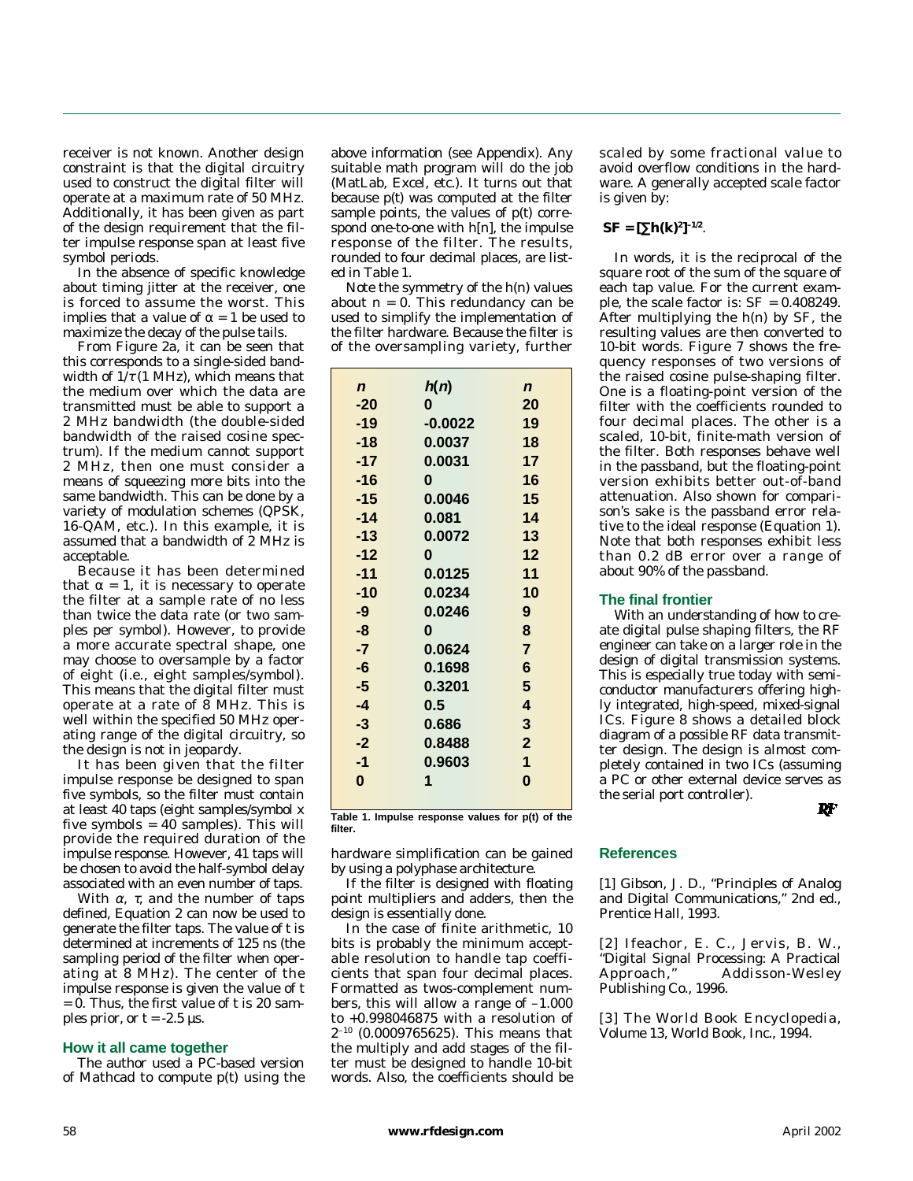receiver is not known. Another design constraint is that the digital circuitry used to construct the digital filter will operate at a maximum rate of 50 MHz. Additionally, it has been given as part of the design requirement that the filter impulse response span at least five symbol periods.

In the absence of specific knowledge about timing jitter at the receiver, one is forced to assume the worst. This implies that a value of $\alpha = 1$ be used to maximize the decay of the pulse tails.

From Figure 2a, it can be seen that this corresponds to a single-sided bandwidth of $1/\tau$ (1 MHz), which means that the medium over which the data are transmitted must be able to support a 2 MHz bandwidth (the double-sided bandwidth of the raised cosine spectrum). If the medium cannot support 2 MHz, then one must consider a means of squeezing more bits into the same bandwidth. This can be done by a variety of modulation schemes (QPSK, 16-QAM, etc.). In this example, it is assumed that a bandwidth of 2 MHz is acceptable.

Because it has been determined that $\alpha = 1$, it is necessary to operate the filter at a sample rate of no less than twice the data rate (or two samples per symbol). However, to provide a more accurate spectral shape, one may choose to oversample by a factor of eight (i.e., eight samples/symbol). This means that the digital filter must operate at a rate of 8 MHz. This is well within the specified 50 MHz operating range of the digital circuitry, so the design is not in jeopardy.

It has been given that the filter impulse response be designed to span five symbols, so the filter must contain at least 40 taps (eight samples/symbol x five symbols = 40 samples). This will provide the required duration of the impulse response. However, 41 taps will be chosen to avoid the half-symbol delay associated with an even number of taps.

With $\alpha$, $\tau$, and the number of taps defined, Equation 2 can now be used to generate the filter taps. The value of t is determined at increments of 125 ns (the sampling period of the filter when operating at 8 MHz). The center of the impulse response is given the value of $t = 0$. Thus, the first value of t is 20 samples prior, or $t = -2.5$ µs.

### How it all came together

The author used a PC-based version of Mathcad to compute p(t) using the above information (see Appendix). Any suitable math program will do the job (MatLab, Excel, etc.). It turns out that because p(t) was computed at the filter sample points, the values of p(t) correspond one-to-one with h[n], the impulse response of the filter. The results, rounded to four decimal places, are listed in Table 1.

Note the symmetry of the h(n) values about $n = 0$. This redundancy can be used to simplify the implementation of the filter hardware. Because the filter is of the oversampling variety, further hardware simplification can be gained by using a polyphase architecture.

| *n* | *h*(*n*) | *n* |
|---|---|---|
| -20 | 0 | 20 |
| -19 | -0.0022 | 19 |
| -18 | 0.0037 | 18 |
| -17 | 0.0031 | 17 |
| -16 | 0 | 16 |
| -15 | 0.0046 | 15 |
| -14 | 0.081 | 14 |
| -13 | 0.0072 | 13 |
| -12 | 0 | 12 |
| -11 | 0.0125 | 11 |
| -10 | 0.0234 | 10 |
| -9 | 0.0246 | 9 |
| -8 | 0 | 8 |
| -7 | 0.0624 | 7 |
| -6 | 0.1698 | 6 |
| -5 | 0.3201 | 5 |
| -4 | 0.5 | 4 |
| -3 | 0.686 | 3 |
| -2 | 0.8488 | 2 |
| -1 | 0.9603 | 1 |
| 0 | 1 | 0 |

**Table 1. Impulse response values for p(t) of the filter.**

If the filter is designed with floating point multipliers and adders, then the design is essentially done.

In the case of finite arithmetic, 10 bits is probably the minimum acceptable resolution to handle tap coefficients that span four decimal places. Formatted as twos-complement numbers, this will allow a range of –1.000 to +0.998046875 with a resolution of $2^{-10}$ (0.0009765625). This means that the multiply and add stages of the filter must be designed to handle 10-bit words. Also, the coefficients should be scaled by some fractional value to avoid overflow conditions in the hardware. A generally accepted scale factor is given by:

$$SF = [\sum h(k)^2]^{-1/2}.$$

In words, it is the reciprocal of the square root of the sum of the square of each tap value. For the current example, the scale factor is: SF = 0.408249. After multiplying the h(n) by SF, the resulting values are then converted to 10-bit words. Figure 7 shows the frequency responses of two versions of the raised cosine pulse-shaping filter. One is a floating-point version of the filter with the coefficients rounded to four decimal places. The other is a scaled, 10-bit, finite-math version of the filter. Both responses behave well in the passband, but the floating-point version exhibits better out-of-band attenuation. Also shown for comparison's sake is the passband error relative to the ideal response (Equation 1). Note that both responses exhibit less than 0.2 dB error over a range of about 90% of the passband.

### The final frontier

With an understanding of how to create digital pulse shaping filters, the RF engineer can take on a larger role in the design of digital transmission systems. This is especially true today with semiconductor manufacturers offering highly integrated, high-speed, mixed-signal ICs. Figure 8 shows a detailed block diagram of a possible RF data transmitter design. The design is almost completely contained in two ICs (assuming a PC or other external device serves as the serial port controller).

RF

### References

[1] Gibson, J. D., "Principles of Analog and Digital Communications," 2nd ed., Prentice Hall, 1993.

[2] Ifeachor, E. C., Jervis, B. W., "Digital Signal Processing: A Practical Approach," Addisson-Wesley Publishing Co., 1996.

[3] The World Book Encyclopedia, Volume 13, World Book, Inc., 1994.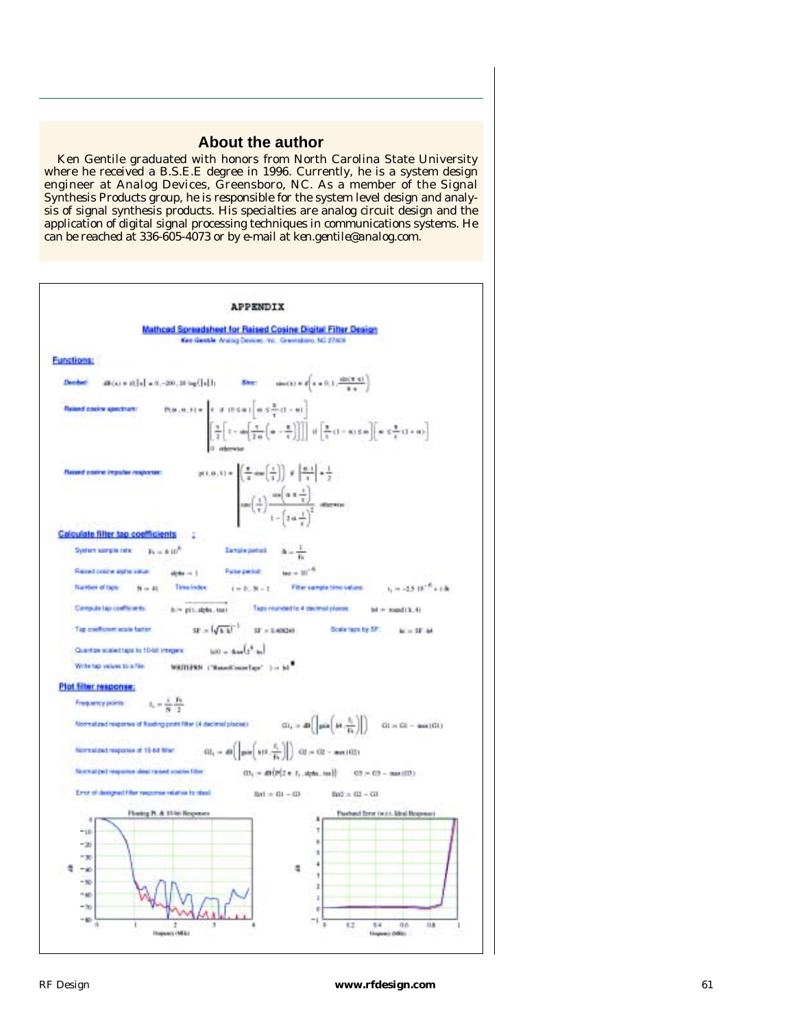## About the author

Ken Gentile graduated with honors from North Carolina State University where he received a B.S.E.E degree in 1996. Currently, he is a system design engineer at Analog Devices, Greensboro, NC. As a member of the Signal Synthesis Products group, he is responsible for the system level design and analysis of signal synthesis products. His specialties are analog circuit design and the application of digital signal processing techniques in communications systems. He can be reached at 336-605-4073 or by e-mail at ken.gentile@analog.com.

## APPENDIX

### Mathcad Spreadsheet for Raised Cosine Digital Filter Design

*Ken Gentile* Analog Devices, Inc., Greensboro, NC 27409

**Functions:**

Decibel: $dB(x) = if(|x| = 0, -200, 20\log(|x|))$

Sinc: $sinc(x) = if\left(x = 0, 1, \frac{\sin(\pi x)}{\pi x}\right)$

Raised cosine spectrum:

$$P(\omega, \alpha, \tau) = \begin{cases} \tau & \text{if } (0 \le \omega)\left[\omega \le \frac{\pi}{\tau}(1-\alpha)\right] \\ \left[\frac{\tau}{2}\left[1 - \sin\left[\frac{\tau}{2\alpha}\left(\omega - \frac{\pi}{\tau}\right)\right]\right]\right] & \text{if } \left[\frac{\pi}{\tau}(1-\alpha) \le \omega\right]\left[\omega \le \frac{\pi}{\tau}(1+\alpha)\right] \\ 0 & \text{otherwise} \end{cases}$$

Raised cosine impulse response:

$$p(t, \alpha, \tau) = \begin{cases} \left(\frac{\pi}{4}\,\text{sinc}\left(\frac{t}{\tau}\right)\right) & \text{if } \left|\frac{\alpha t}{\tau}\right| = \frac{1}{2} \\ \text{sinc}\left(\frac{t}{\tau}\right)\dfrac{\cos\left(\alpha \pi \frac{t}{\tau}\right)}{1 - \left(2\alpha \frac{t}{\tau}\right)^2} & \text{otherwise} \end{cases}$$

**Calculate filter tap coefficients:**

System sample rate: $Fs = 8 \cdot 10^6$ Sample period: $\Delta t = \frac{1}{Fs}$

Raised cosine alpha value: $alpha = 1$ Pulse period: $tau = 10^{-6}$

Number of taps: $N = 41$ Time index: $i = 0..N-1$ Filter sample time values: $t_i = -2.5 \cdot 10^{-6} + i \cdot \Delta t$

Compute tap coefficients: $h = \overrightarrow{p(t, alpha, tau)}$ Taps rounded to 4 decimal places: $h4 = round(h, 4)$

Tap coefficient scale factor: $SF = \left(\sqrt{h \cdot h}\right)^{-1}$ $SF = 0.408249$ Scale taps by SF: $hs = SF \cdot h4$

Quantize scaled taps to 10-bit integers: $h10 = floor(2^9 \cdot hs)$

Write tap values to a file: WRITEPRN ("RaisedCosineTaps") := h4

**Plot filter response:**

Frequency points: $f_i = \frac{i}{N} \cdot \frac{Fs}{2}$

Normalized response of floating point filter (4 decimal places): $G1_i = dB\left(\left|gain\left(h4, \frac{f_i}{Fs}\right)\right|\right)$ $G1 = G1 - max(G1)$

Normalized response of 10-bit filter: $G2_i = dB\left(\left|gain\left(h10, \frac{f_i}{Fs}\right)\right|\right)$ $G2 = G2 - max(G2)$

Normalized response ideal raised cosine filter: $G3_i = dB(P(2 \cdot \pi \cdot f_i, alpha, tau))$ $G3 = G3 - max(G3)$

Error of designed filter response relative to ideal: $Err1 = G1 - G3$ $Err2 = G2 - G3$

Floating Pt. & 10-bit Responses

dB

0 −10 −20 −30 −40 −50 −60 −70 −80

0 1 2 3 4

Frequency (MHz)

Passband Error (w.r.t. Ideal Response)

dB

8 7 6 5 4 3 2 1 0 −1

0 0.2 0.4 0.6 0.8 1

Frequency (MHz)